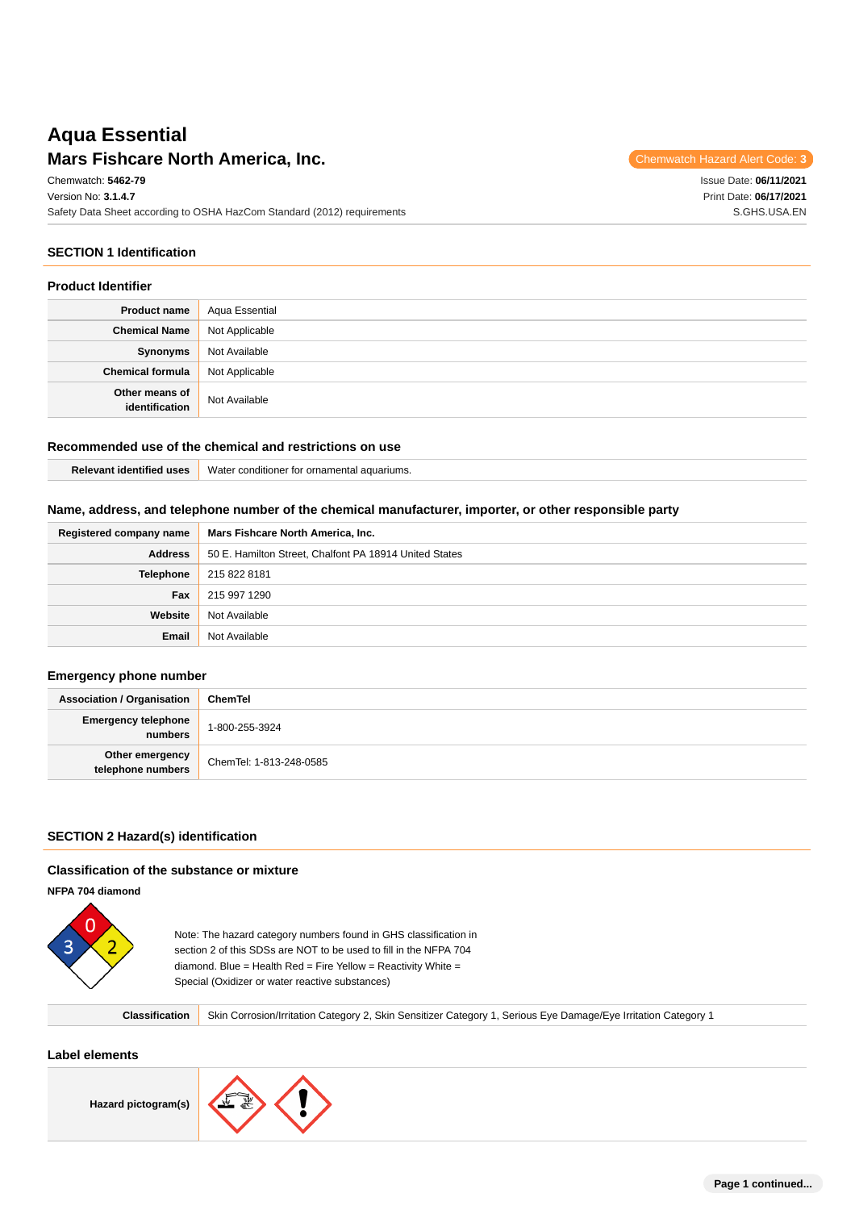# Aqua Essential

## Mars Fishcare North America, Inc.

Chemwatch Hazard Alert Code: **3**

Chemwatch: **5462-79**
Version No: **3.1.4.7**
Safety Data Sheet according to OSHA HazCom Standard (2012) requirements

Issue Date: **06/11/2021**
Print Date: **06/17/2021**
S.GHS.USA.EN

## SECTION 1 Identification

### Product Identifier

| | |
|---|---|
| **Product name** | Aqua Essential |
| **Chemical Name** | Not Applicable |
| **Synonyms** | Not Available |
| **Chemical formula** | Not Applicable |
| **Other means of identification** | Not Available |

### Recommended use of the chemical and restrictions on use

| | |
|---|---|
| **Relevant identified uses** | Water conditioner for ornamental aquariums. |

### Name, address, and telephone number of the chemical manufacturer, importer, or other responsible party

| | |
|---|---|
| **Registered company name** | **Mars Fishcare North America, Inc.** |
| **Address** | 50 E. Hamilton Street, Chalfont PA 18914 United States |
| **Telephone** | 215 822 8181 |
| **Fax** | 215 997 1290 |
| **Website** | Not Available |
| **Email** | Not Available |

### Emergency phone number

| | |
|---|---|
| **Association / Organisation** | **ChemTel** |
| **Emergency telephone numbers** | 1-800-255-3924 |
| **Other emergency telephone numbers** | ChemTel: 1-813-248-0585 |

## SECTION 2 Hazard(s) identification

### Classification of the substance or mixture

**NFPA 704 diamond**

Health (Blue): 3, Fire (Red): 0, Reactivity (Yellow): 2, Special (White): blank

Note: The hazard category numbers found in GHS classification in section 2 of this SDSs are NOT to be used to fill in the NFPA 704 diamond. Blue = Health Red = Fire Yellow = Reactivity White = Special (Oxidizer or water reactive substances)

| | |
|---|---|
| **Classification** | Skin Corrosion/Irritation Category 2, Skin Sensitizer Category 1, Serious Eye Damage/Eye Irritation Category 1 |

### Label elements

| | |
|---|---|
| **Hazard pictogram(s)** | Corrosion; Exclamation mark |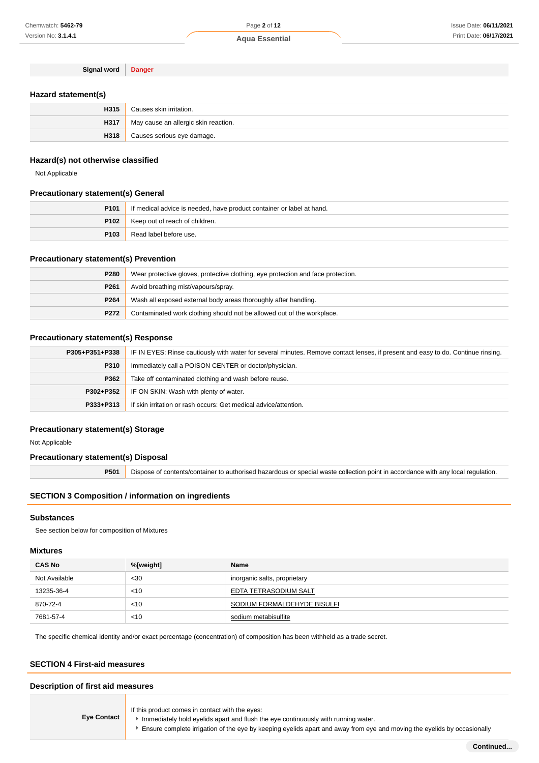| Signal word | Danger |
|---|---|

### Hazard statement(s)

| | |
|---|---|
| H315 | Causes skin irritation. |
| H317 | May cause an allergic skin reaction. |
| H318 | Causes serious eye damage. |

### Hazard(s) not otherwise classified

Not Applicable

### Precautionary statement(s) General

| | |
|---|---|
| P101 | If medical advice is needed, have product container or label at hand. |
| P102 | Keep out of reach of children. |
| P103 | Read label before use. |

### Precautionary statement(s) Prevention

| | |
|---|---|
| P280 | Wear protective gloves, protective clothing, eye protection and face protection. |
| P261 | Avoid breathing mist/vapours/spray. |
| P264 | Wash all exposed external body areas thoroughly after handling. |
| P272 | Contaminated work clothing should not be allowed out of the workplace. |

### Precautionary statement(s) Response

| | |
|---|---|
| P305+P351+P338 | IF IN EYES: Rinse cautiously with water for several minutes. Remove contact lenses, if present and easy to do. Continue rinsing. |
| P310 | Immediately call a POISON CENTER or doctor/physician. |
| P362 | Take off contaminated clothing and wash before reuse. |
| P302+P352 | IF ON SKIN: Wash with plenty of water. |
| P333+P313 | If skin irritation or rash occurs: Get medical advice/attention. |

### Precautionary statement(s) Storage

Not Applicable

### Precautionary statement(s) Disposal

| | |
|---|---|
| P501 | Dispose of contents/container to authorised hazardous or special waste collection point in accordance with any local regulation. |

## SECTION 3 Composition / information on ingredients

### Substances

See section below for composition of Mixtures

### Mixtures

| CAS No | %[weight] | Name |
|---|---|---|
| Not Available | <30 | inorganic salts, proprietary |
| 13235-36-4 | <10 | EDTA TETRASODIUM SALT |
| 870-72-4 | <10 | SODIUM FORMALDEHYDE BISULFI |
| 7681-57-4 | <10 | sodium metabisulfite |

The specific chemical identity and/or exact percentage (concentration) of composition has been withheld as a trade secret.

## SECTION 4 First-aid measures

### Description of first aid measures

| | |
|---|---|
| Eye Contact | If this product comes in contact with the eyes:<br>▸ Immediately hold eyelids apart and flush the eye continuously with running water.<br>▸ Ensure complete irrigation of the eye by keeping eyelids apart and away from eye and moving the eyelids by occasionally |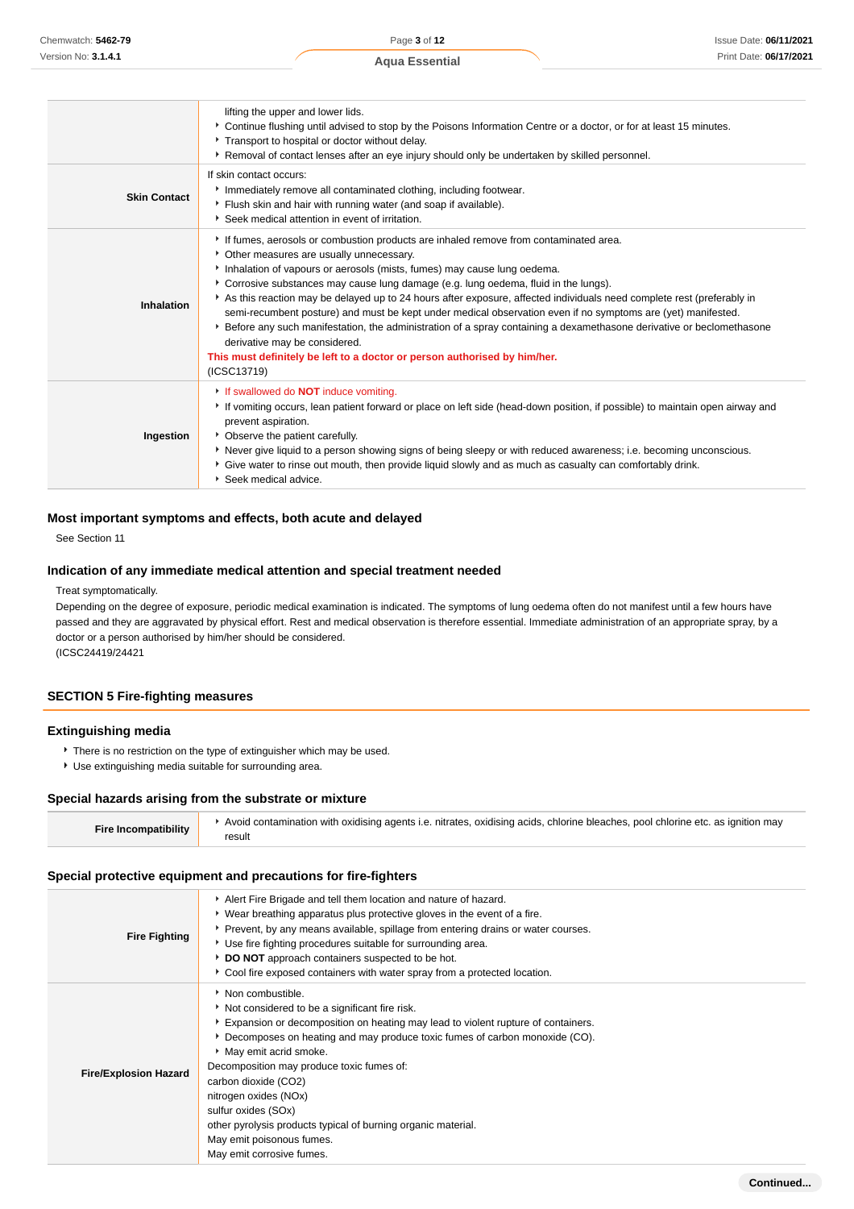| | |
|---|---|
| | lifting the upper and lower lids.<br>- Continue flushing until advised to stop by the Poisons Information Centre or a doctor, or for at least 15 minutes.<br>- Transport to hospital or doctor without delay.<br>- Removal of contact lenses after an eye injury should only be undertaken by skilled personnel. |
| **Skin Contact** | If skin contact occurs:<br>- Immediately remove all contaminated clothing, including footwear.<br>- Flush skin and hair with running water (and soap if available).<br>- Seek medical attention in event of irritation. |
| **Inhalation** | - If fumes, aerosols or combustion products are inhaled remove from contaminated area.<br>- Other measures are usually unnecessary.<br>- Inhalation of vapours or aerosols (mists, fumes) may cause lung oedema.<br>- Corrosive substances may cause lung damage (e.g. lung oedema, fluid in the lungs).<br>- As this reaction may be delayed up to 24 hours after exposure, affected individuals need complete rest (preferably in semi-recumbent posture) and must be kept under medical observation even if no symptoms are (yet) manifested.<br>- Before any such manifestation, the administration of a spray containing a dexamethasone derivative or beclomethasone derivative may be considered.<br>**This must definitely be left to a doctor or person authorised by him/her.**<br>(ICSC13719) |
| **Ingestion** | - If swallowed do **NOT** induce vomiting.<br>- If vomiting occurs, lean patient forward or place on left side (head-down position, if possible) to maintain open airway and prevent aspiration.<br>- Observe the patient carefully.<br>- Never give liquid to a person showing signs of being sleepy or with reduced awareness; i.e. becoming unconscious.<br>- Give water to rinse out mouth, then provide liquid slowly and as much as casualty can comfortably drink.<br>- Seek medical advice. |

### Most important symptoms and effects, both acute and delayed

See Section 11

### Indication of any immediate medical attention and special treatment needed

Treat symptomatically.

Depending on the degree of exposure, periodic medical examination is indicated. The symptoms of lung oedema often do not manifest until a few hours have passed and they are aggravated by physical effort. Rest and medical observation is therefore essential. Immediate administration of an appropriate spray, by a doctor or a person authorised by him/her should be considered.

(ICSC24419/24421

## SECTION 5 Fire-fighting measures

### Extinguishing media

- There is no restriction on the type of extinguisher which may be used.
- Use extinguishing media suitable for surrounding area.

### Special hazards arising from the substrate or mixture

| | |
|---|---|
| **Fire Incompatibility** | - Avoid contamination with oxidising agents i.e. nitrates, oxidising acids, chlorine bleaches, pool chlorine etc. as ignition may result |

### Special protective equipment and precautions for fire-fighters

| | |
|---|---|
| **Fire Fighting** | - Alert Fire Brigade and tell them location and nature of hazard.<br>- Wear breathing apparatus plus protective gloves in the event of a fire.<br>- Prevent, by any means available, spillage from entering drains or water courses.<br>- Use fire fighting procedures suitable for surrounding area.<br>- **DO NOT** approach containers suspected to be hot.<br>- Cool fire exposed containers with water spray from a protected location. |
| **Fire/Explosion Hazard** | - Non combustible.<br>- Not considered to be a significant fire risk.<br>- Expansion or decomposition on heating may lead to violent rupture of containers.<br>- Decomposes on heating and may produce toxic fumes of carbon monoxide (CO).<br>- May emit acrid smoke.<br>Decomposition may produce toxic fumes of:<br>carbon dioxide ($CO_2$)<br>nitrogen oxides ($NO_x$)<br>sulfur oxides ($SO_x$)<br>other pyrolysis products typical of burning organic material.<br>May emit poisonous fumes.<br>May emit corrosive fumes. |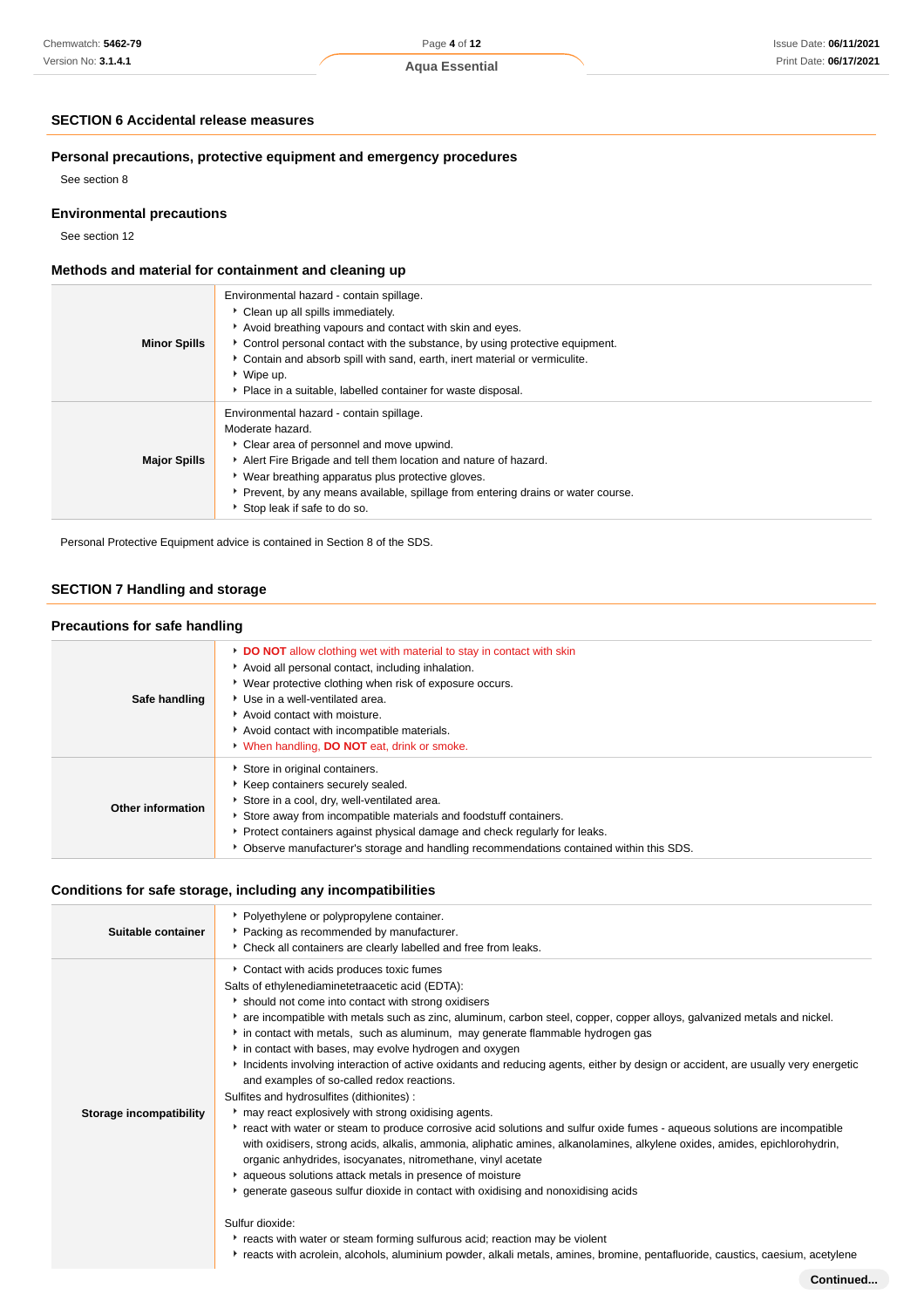## SECTION 6 Accidental release measures

### Personal precautions, protective equipment and emergency procedures

See section 8

### Environmental precautions

See section 12

### Methods and material for containment and cleaning up

| | |
|---|---|
| **Minor Spills** | Environmental hazard - contain spillage.<br>‣ Clean up all spills immediately.<br>‣ Avoid breathing vapours and contact with skin and eyes.<br>‣ Control personal contact with the substance, by using protective equipment.<br>‣ Contain and absorb spill with sand, earth, inert material or vermiculite.<br>‣ Wipe up.<br>‣ Place in a suitable, labelled container for waste disposal. |
| **Major Spills** | Environmental hazard - contain spillage.<br>Moderate hazard.<br>‣ Clear area of personnel and move upwind.<br>‣ Alert Fire Brigade and tell them location and nature of hazard.<br>‣ Wear breathing apparatus plus protective gloves.<br>‣ Prevent, by any means available, spillage from entering drains or water course.<br>‣ Stop leak if safe to do so. |

Personal Protective Equipment advice is contained in Section 8 of the SDS.

## SECTION 7 Handling and storage

### Precautions for safe handling

| | |
|---|---|
| **Safe handling** | ‣ **DO NOT** allow clothing wet with material to stay in contact with skin<br>‣ Avoid all personal contact, including inhalation.<br>‣ Wear protective clothing when risk of exposure occurs.<br>‣ Use in a well-ventilated area.<br>‣ Avoid contact with moisture.<br>‣ Avoid contact with incompatible materials.<br>‣ When handling, **DO NOT** eat, drink or smoke. |
| **Other information** | ‣ Store in original containers.<br>‣ Keep containers securely sealed.<br>‣ Store in a cool, dry, well-ventilated area.<br>‣ Store away from incompatible materials and foodstuff containers.<br>‣ Protect containers against physical damage and check regularly for leaks.<br>‣ Observe manufacturer's storage and handling recommendations contained within this SDS. |

### Conditions for safe storage, including any incompatibilities

| | |
|---|---|
| **Suitable container** | ‣ Polyethylene or polypropylene container.<br>‣ Packing as recommended by manufacturer.<br>‣ Check all containers are clearly labelled and free from leaks. |
| **Storage incompatibility** | ‣ Contact with acids produces toxic fumes<br>Salts of ethylenediaminetetraacetic acid (EDTA):<br>‣ should not come into contact with strong oxidisers<br>‣ are incompatible with metals such as zinc, aluminum, carbon steel, copper, copper alloys, galvanized metals and nickel.<br>‣ in contact with metals, such as aluminum, may generate flammable hydrogen gas<br>‣ in contact with bases, may evolve hydrogen and oxygen<br>‣ Incidents involving interaction of active oxidants and reducing agents, either by design or accident, are usually very energetic and examples of so-called redox reactions.<br>Sulfites and hydrosulfites (dithionites) :<br>‣ may react explosively with strong oxidising agents.<br>‣ react with water or steam to produce corrosive acid solutions and sulfur oxide fumes - aqueous solutions are incompatible with oxidisers, strong acids, alkalis, ammonia, aliphatic amines, alkanolamines, alkylene oxides, amides, epichlorohydrin, organic anhydrides, isocyanates, nitromethane, vinyl acetate<br>‣ aqueous solutions attack metals in presence of moisture<br>‣ generate gaseous sulfur dioxide in contact with oxidising and nonoxidising acids<br><br>Sulfur dioxide:<br>‣ reacts with water or steam forming sulfurous acid; reaction may be violent<br>‣ reacts with acrolein, alcohols, aluminium powder, alkali metals, amines, bromine, pentafluoride, caustics, caesium, acetylene |

Continued...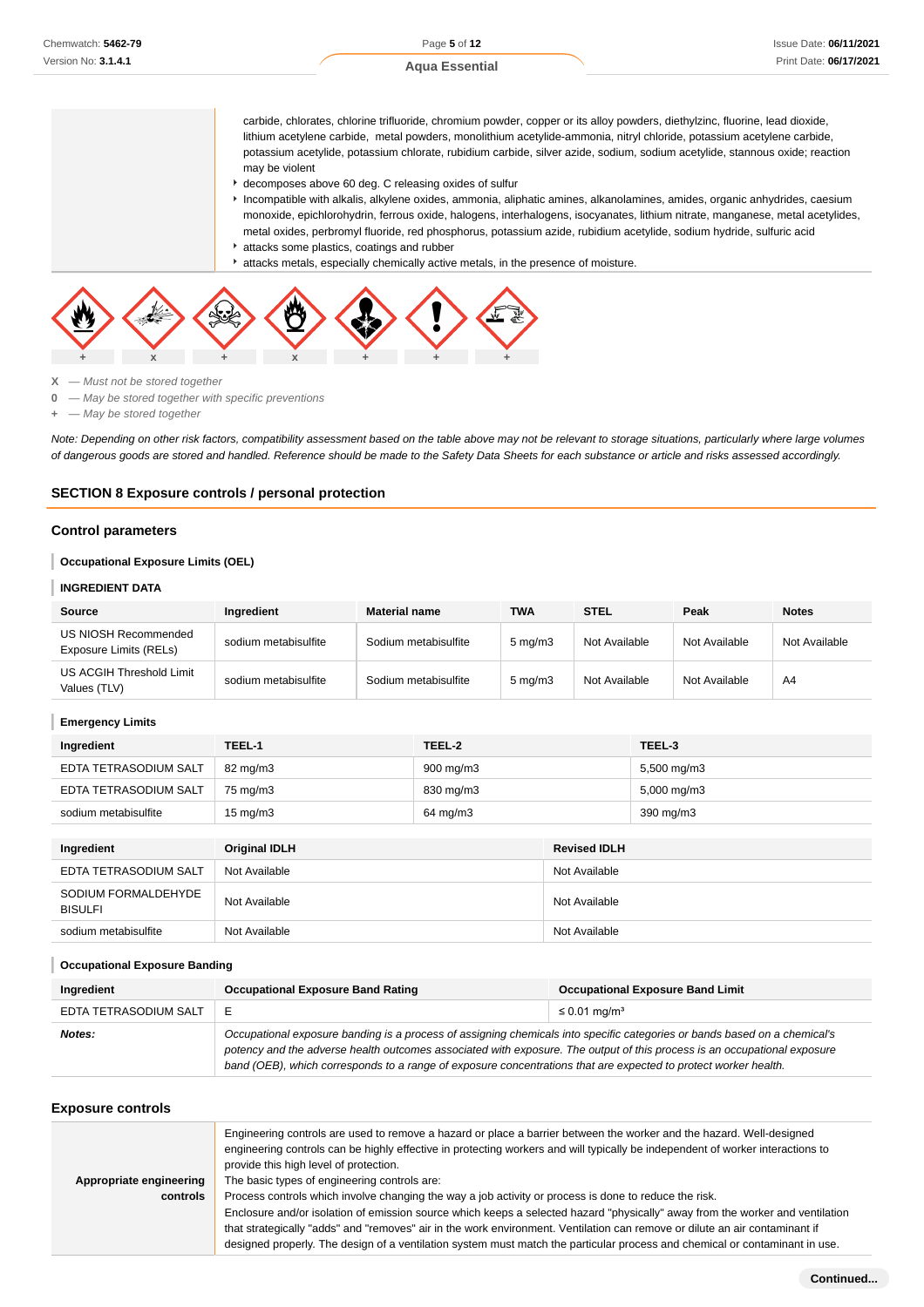carbide, chlorates, chlorine trifluoride, chromium powder, copper or its alloy powders, diethylzinc, fluorine, lead dioxide, lithium acetylene carbide, metal powders, monolithium acetylide-ammonia, nitryl chloride, potassium acetylene carbide, potassium acetylide, potassium chlorate, rubidium carbide, silver azide, sodium, sodium acetylide, stannous oxide; reaction may be violent

- decomposes above 60 deg. C releasing oxides of sulfur
- Incompatible with alkalis, alkylene oxides, ammonia, aliphatic amines, alkanolamines, amides, organic anhydrides, caesium monoxide, epichlorohydrin, ferrous oxide, halogens, interhalogens, isocyanates, lithium nitrate, manganese, metal acetylides, metal oxides, perbromyl fluoride, red phosphorus, potassium azide, rubidium acetylide, sodium hydride, sulfuric acid
- attacks some plastics, coatings and rubber
- attacks metals, especially chemically active metals, in the presence of moisture.

| + | x | + | x | + | + | + |
|---|---|---|---|---|---|---|

X — *Must not be stored together*
0 — *May be stored together with specific preventions*
+ — *May be stored together*

*Note: Depending on other risk factors, compatibility assessment based on the table above may not be relevant to storage situations, particularly where large volumes of dangerous goods are stored and handled. Reference should be made to the Safety Data Sheets for each substance or article and risks assessed accordingly.*

## SECTION 8 Exposure controls / personal protection

### Control parameters

#### Occupational Exposure Limits (OEL)

#### INGREDIENT DATA

| Source | Ingredient | Material name | TWA | STEL | Peak | Notes |
|---|---|---|---|---|---|---|
| US NIOSH Recommended Exposure Limits (RELs) | sodium metabisulfite | Sodium metabisulfite | 5 mg/m3 | Not Available | Not Available | Not Available |
| US ACGIH Threshold Limit Values (TLV) | sodium metabisulfite | Sodium metabisulfite | 5 mg/m3 | Not Available | Not Available | A4 |

#### Emergency Limits

| Ingredient | TEEL-1 | TEEL-2 | TEEL-3 |
|---|---|---|---|
| EDTA TETRASODIUM SALT | 82 mg/m3 | 900 mg/m3 | 5,500 mg/m3 |
| EDTA TETRASODIUM SALT | 75 mg/m3 | 830 mg/m3 | 5,000 mg/m3 |
| sodium metabisulfite | 15 mg/m3 | 64 mg/m3 | 390 mg/m3 |

| Ingredient | Original IDLH | Revised IDLH |
|---|---|---|
| EDTA TETRASODIUM SALT | Not Available | Not Available |
| SODIUM FORMALDEHYDE BISULFI | Not Available | Not Available |
| sodium metabisulfite | Not Available | Not Available |

#### Occupational Exposure Banding

| Ingredient | Occupational Exposure Band Rating | Occupational Exposure Band Limit |
|---|---|---|
| EDTA TETRASODIUM SALT | E | ≤ 0.01 mg/m³ |
| ***Notes:*** | *Occupational exposure banding is a process of assigning chemicals into specific categories or bands based on a chemical's potency and the adverse health outcomes associated with exposure. The output of this process is an occupational exposure band (OEB), which corresponds to a range of exposure concentrations that are expected to protect worker health.* | |

### Exposure controls

| | |
|---|---|
| **Appropriate engineering controls** | Engineering controls are used to remove a hazard or place a barrier between the worker and the hazard. Well-designed engineering controls can be highly effective in protecting workers and will typically be independent of worker interactions to provide this high level of protection.<br>The basic types of engineering controls are:<br>Process controls which involve changing the way a job activity or process is done to reduce the risk.<br>Enclosure and/or isolation of emission source which keeps a selected hazard "physically" away from the worker and ventilation that strategically "adds" and "removes" air in the work environment. Ventilation can remove or dilute an air contaminant if designed properly. The design of a ventilation system must match the particular process and chemical or contaminant in use. |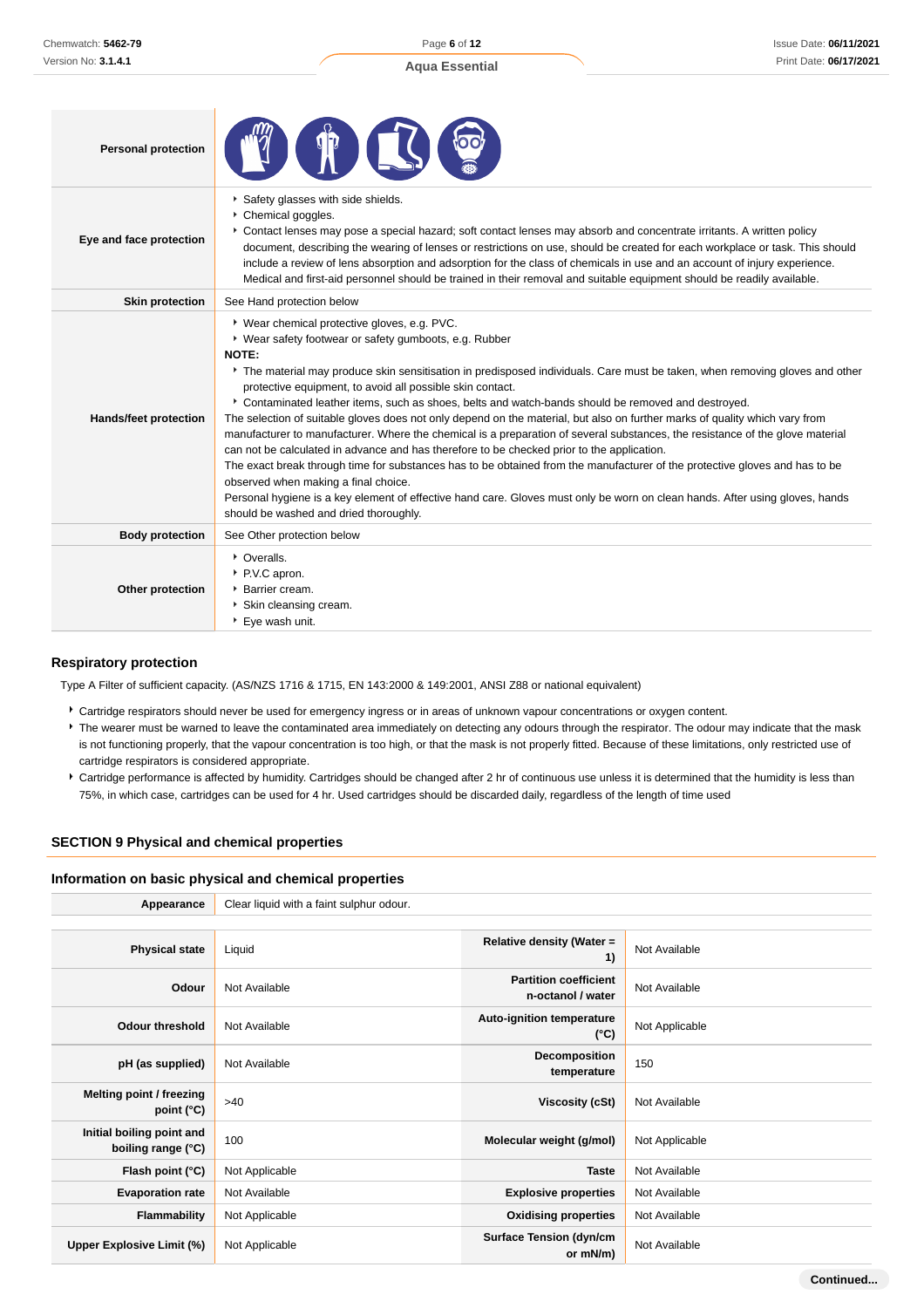| | |
|---|---|
| **Personal protection** | |
| **Eye and face protection** | - Safety glasses with side shields.<br>- Chemical goggles.<br>- Contact lenses may pose a special hazard; soft contact lenses may absorb and concentrate irritants. A written policy document, describing the wearing of lenses or restrictions on use, should be created for each workplace or task. This should include a review of lens absorption and adsorption for the class of chemicals in use and an account of injury experience. Medical and first-aid personnel should be trained in their removal and suitable equipment should be readily available. |
| **Skin protection** | See Hand protection below |
| **Hands/feet protection** | - Wear chemical protective gloves, e.g. PVC.<br>- Wear safety footwear or safety gumboots, e.g. Rubber<br>**NOTE:**<br>- The material may produce skin sensitisation in predisposed individuals. Care must be taken, when removing gloves and other protective equipment, to avoid all possible skin contact.<br>- Contaminated leather items, such as shoes, belts and watch-bands should be removed and destroyed.<br>The selection of suitable gloves does not only depend on the material, but also on further marks of quality which vary from manufacturer to manufacturer. Where the chemical is a preparation of several substances, the resistance of the glove material can not be calculated in advance and has therefore to be checked prior to the application.<br>The exact break through time for substances has to be obtained from the manufacturer of the protective gloves and has to be observed when making a final choice.<br>Personal hygiene is a key element of effective hand care. Gloves must only be worn on clean hands. After using gloves, hands should be washed and dried thoroughly. |
| **Body protection** | See Other protection below |
| **Other protection** | - Overalls.<br>- P.V.C apron.<br>- Barrier cream.<br>- Skin cleansing cream.<br>- Eye wash unit. |

### Respiratory protection

Type A Filter of sufficient capacity. (AS/NZS 1716 & 1715, EN 143:2000 & 149:2001, ANSI Z88 or national equivalent)

- Cartridge respirators should never be used for emergency ingress or in areas of unknown vapour concentrations or oxygen content.
- The wearer must be warned to leave the contaminated area immediately on detecting any odours through the respirator. The odour may indicate that the mask is not functioning properly, that the vapour concentration is too high, or that the mask is not properly fitted. Because of these limitations, only restricted use of cartridge respirators is considered appropriate.
- Cartridge performance is affected by humidity. Cartridges should be changed after 2 hr of continuous use unless it is determined that the humidity is less than 75%, in which case, cartridges can be used for 4 hr. Used cartridges should be discarded daily, regardless of the length of time used

## SECTION 9 Physical and chemical properties

### Information on basic physical and chemical properties

| **Appearance** | Clear liquid with a faint sulphur odour. | | |
|---|---|---|---|
| **Physical state** | Liquid | **Relative density (Water = 1)** | Not Available |
| **Odour** | Not Available | **Partition coefficient n-octanol / water** | Not Available |
| **Odour threshold** | Not Available | **Auto-ignition temperature (°C)** | Not Applicable |
| **pH (as supplied)** | Not Available | **Decomposition temperature** | 150 |
| **Melting point / freezing point (°C)** | >40 | **Viscosity (cSt)** | Not Available |
| **Initial boiling point and boiling range (°C)** | 100 | **Molecular weight (g/mol)** | Not Applicable |
| **Flash point (°C)** | Not Applicable | **Taste** | Not Available |
| **Evaporation rate** | Not Available | **Explosive properties** | Not Available |
| **Flammability** | Not Applicable | **Oxidising properties** | Not Available |
| **Upper Explosive Limit (%)** | Not Applicable | **Surface Tension (dyn/cm or mN/m)** | Not Available |

Continued...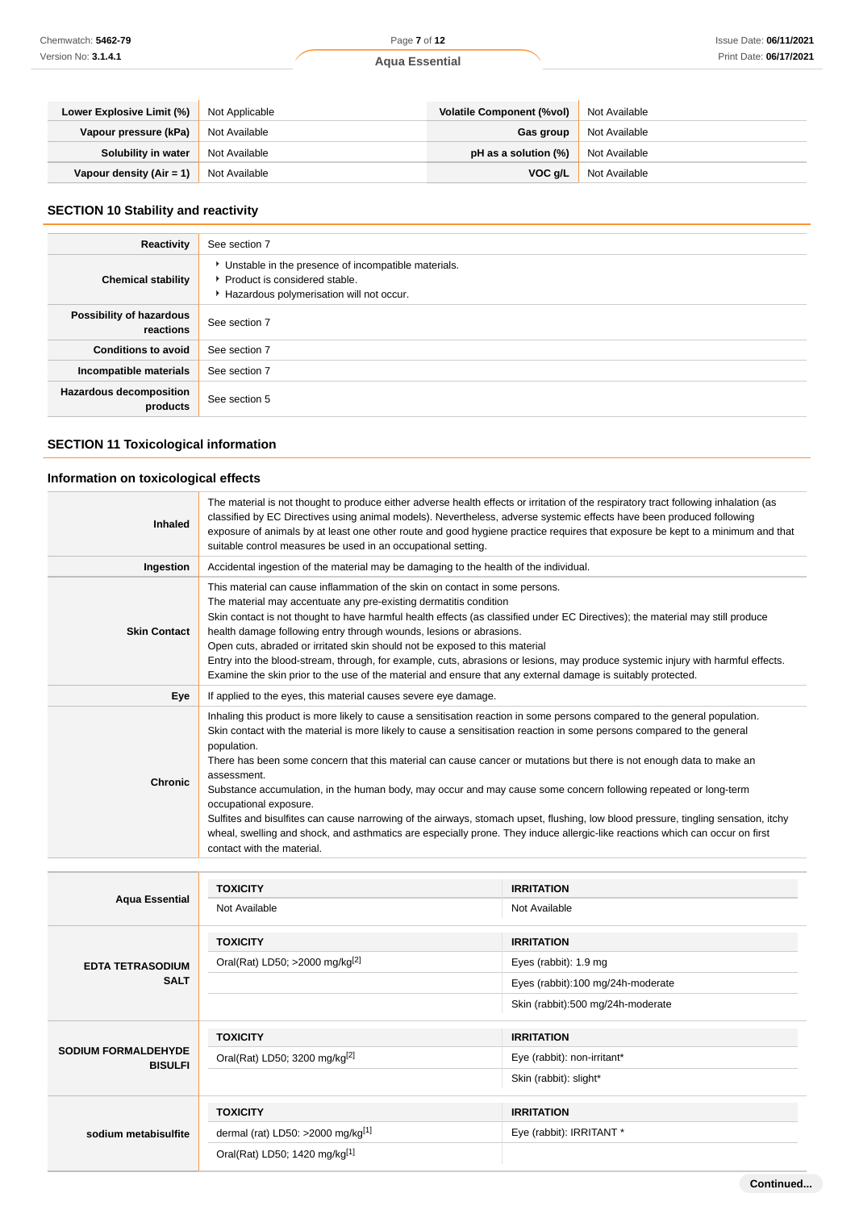| | | | |
|---|---|---|---|
| **Lower Explosive Limit (%)** | Not Applicable | **Volatile Component (%vol)** | Not Available |
| **Vapour pressure (kPa)** | Not Available | **Gas group** | Not Available |
| **Solubility in water** | Not Available | **pH as a solution (%)** | Not Available |
| **Vapour density (Air = 1)** | Not Available | **VOC g/L** | Not Available |

## SECTION 10 Stability and reactivity

| | |
|---|---|
| **Reactivity** | See section 7 |
| **Chemical stability** | ‣ Unstable in the presence of incompatible materials.<br>‣ Product is considered stable.<br>‣ Hazardous polymerisation will not occur. |
| **Possibility of hazardous reactions** | See section 7 |
| **Conditions to avoid** | See section 7 |
| **Incompatible materials** | See section 7 |
| **Hazardous decomposition products** | See section 5 |

## SECTION 11 Toxicological information

### Information on toxicological effects

| | |
|---|---|
| **Inhaled** | The material is not thought to produce either adverse health effects or irritation of the respiratory tract following inhalation (as classified by EC Directives using animal models). Nevertheless, adverse systemic effects have been produced following exposure of animals by at least one other route and good hygiene practice requires that exposure be kept to a minimum and that suitable control measures be used in an occupational setting. |
| **Ingestion** | Accidental ingestion of the material may be damaging to the health of the individual. |
| **Skin Contact** | This material can cause inflammation of the skin on contact in some persons.<br>The material may accentuate any pre-existing dermatitis condition<br>Skin contact is not thought to have harmful health effects (as classified under EC Directives); the material may still produce health damage following entry through wounds, lesions or abrasions.<br>Open cuts, abraded or irritated skin should not be exposed to this material<br>Entry into the blood-stream, through, for example, cuts, abrasions or lesions, may produce systemic injury with harmful effects. Examine the skin prior to the use of the material and ensure that any external damage is suitably protected. |
| **Eye** | If applied to the eyes, this material causes severe eye damage. |
| **Chronic** | Inhaling this product is more likely to cause a sensitisation reaction in some persons compared to the general population.<br>Skin contact with the material is more likely to cause a sensitisation reaction in some persons compared to the general population.<br>There has been some concern that this material can cause cancer or mutations but there is not enough data to make an assessment.<br>Substance accumulation, in the human body, may occur and may cause some concern following repeated or long-term occupational exposure.<br>Sulfites and bisulfites can cause narrowing of the airways, stomach upset, flushing, low blood pressure, tingling sensation, itchy wheal, swelling and shock, and asthmatics are especially prone. They induce allergic-like reactions which can occur on first contact with the material. |

| | TOXICITY | IRRITATION |
|---|---|---|
| **Aqua Essential** | Not Available | Not Available |
| **EDTA TETRASODIUM SALT** | **TOXICITY** | **IRRITATION** |
| | Oral(Rat) LD50; >2000 mg/kg[2] | Eyes (rabbit): 1.9 mg |
| | | Eyes (rabbit):100 mg/24h-moderate |
| | | Skin (rabbit):500 mg/24h-moderate |
| **SODIUM FORMALDEHYDE BISULFI** | **TOXICITY** | **IRRITATION** |
| | Oral(Rat) LD50; 3200 mg/kg[2] | Eye (rabbit): non-irritant* |
| | | Skin (rabbit): slight* |
| **sodium metabisulfite** | **TOXICITY** | **IRRITATION** |
| | dermal (rat) LD50: >2000 mg/kg[1] | Eye (rabbit): IRRITANT * |
| | Oral(Rat) LD50; 1420 mg/kg[1] | |

Continued...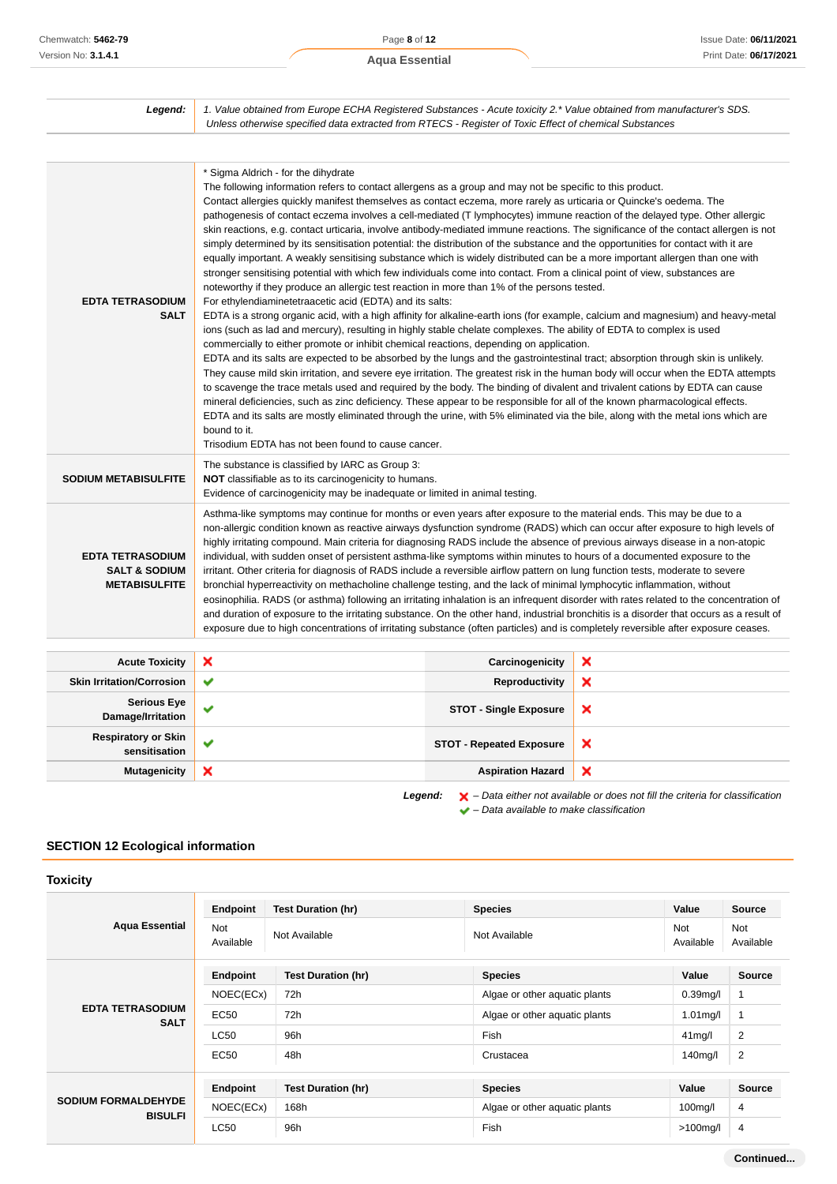| **Legend:** | *1. Value obtained from Europe ECHA Registered Substances - Acute toxicity 2.\* Value obtained from manufacturer's SDS. Unless otherwise specified data extracted from RTECS - Register of Toxic Effect of chemical Substances* |
|---|---|

| | |
|---|---|
| **EDTA TETRASODIUM SALT** | \* Sigma Aldrich - for the dihydrate<br>The following information refers to contact allergens as a group and may not be specific to this product.<br>Contact allergies quickly manifest themselves as contact eczema, more rarely as urticaria or Quincke's oedema. The pathogenesis of contact eczema involves a cell-mediated (T lymphocytes) immune reaction of the delayed type. Other allergic skin reactions, e.g. contact urticaria, involve antibody-mediated immune reactions. The significance of the contact allergen is not simply determined by its sensitisation potential: the distribution of the substance and the opportunities for contact with it are equally important. A weakly sensitising substance which is widely distributed can be a more important allergen than one with stronger sensitising potential with which few individuals come into contact. From a clinical point of view, substances are noteworthy if they produce an allergic test reaction in more than 1% of the persons tested.<br>For ethylendiaminetetraacetic acid (EDTA) and its salts:<br>EDTA is a strong organic acid, with a high affinity for alkaline-earth ions (for example, calcium and magnesium) and heavy-metal ions (such as lad and mercury), resulting in highly stable chelate complexes. The ability of EDTA to complex is used commercially to either promote or inhibit chemical reactions, depending on application.<br>EDTA and its salts are expected to be absorbed by the lungs and the gastrointestinal tract; absorption through skin is unlikely. They cause mild skin irritation, and severe eye irritation. The greatest risk in the human body will occur when the EDTA attempts to scavenge the trace metals used and required by the body. The binding of divalent and trivalent cations by EDTA can cause mineral deficiencies, such as zinc deficiency. These appear to be responsible for all of the known pharmacological effects.<br>EDTA and its salts are mostly eliminated through the urine, with 5% eliminated via the bile, along with the metal ions which are bound to it.<br>Trisodium EDTA has not been found to cause cancer. |
| **SODIUM METABISULFITE** | The substance is classified by IARC as Group 3:<br>**NOT** classifiable as to its carcinogenicity to humans.<br>Evidence of carcinogenicity may be inadequate or limited in animal testing. |
| **EDTA TETRASODIUM SALT & SODIUM METABISULFITE** | Asthma-like symptoms may continue for months or even years after exposure to the material ends. This may be due to a non-allergic condition known as reactive airways dysfunction syndrome (RADS) which can occur after exposure to high levels of highly irritating compound. Main criteria for diagnosing RADS include the absence of previous airways disease in a non-atopic individual, with sudden onset of persistent asthma-like symptoms within minutes to hours of a documented exposure to the irritant. Other criteria for diagnosis of RADS include a reversible airflow pattern on lung function tests, moderate to severe bronchial hyperreactivity on methacholine challenge testing, and the lack of minimal lymphocytic inflammation, without eosinophilia. RADS (or asthma) following an irritating inhalation is an infrequent disorder with rates related to the concentration of and duration of exposure to the irritating substance. On the other hand, industrial bronchitis is a disorder that occurs as a result of exposure due to high concentrations of irritating substance (often particles) and is completely reversible after exposure ceases. |

| | | | |
|---|---|---|---|
| **Acute Toxicity** | ❌ | **Carcinogenicity** | ❌ |
| **Skin Irritation/Corrosion** | ✔ | **Reproductivity** | ❌ |
| **Serious Eye Damage/Irritation** | ✔ | **STOT - Single Exposure** | ❌ |
| **Respiratory or Skin sensitisation** | ✔ | **STOT - Repeated Exposure** | ❌ |
| **Mutagenicity** | ❌ | **Aspiration Hazard** | ❌ |

***Legend:*** ❌ *– Data either not available or does not fill the criteria for classification*
✔ *– Data available to make classification*

## SECTION 12 Ecological information

### Toxicity

**Aqua Essential**

| Endpoint | Test Duration (hr) | Species | Value | Source |
|---|---|---|---|---|
| Not Available | Not Available | Not Available | Not Available | Not Available |

**EDTA TETRASODIUM SALT**

| Endpoint | Test Duration (hr) | Species | Value | Source |
|---|---|---|---|---|
| NOEC(ECx) | 72h | Algae or other aquatic plants | 0.39mg/l | 1 |
| EC50 | 72h | Algae or other aquatic plants | 1.01mg/l | 1 |
| LC50 | 96h | Fish | 41mg/l | 2 |
| EC50 | 48h | Crustacea | 140mg/l | 2 |

**SODIUM FORMALDEHYDE BISULFI**

| Endpoint | Test Duration (hr) | Species | Value | Source |
|---|---|---|---|---|
| NOEC(ECx) | 168h | Algae or other aquatic plants | 100mg/l | 4 |
| LC50 | 96h | Fish | >100mg/l | 4 |

**Continued...**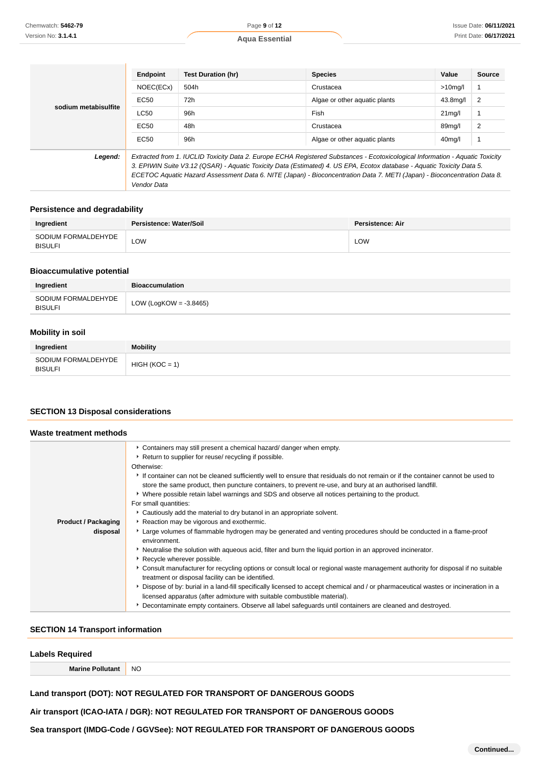| | Endpoint | Test Duration (hr) | Species | Value | Source |
|---|---|---|---|---|---|
| **sodium metabisulfite** | NOEC(ECx) | 504h | Crustacea | >10mg/l | 1 |
| | EC50 | 72h | Algae or other aquatic plants | 43.8mg/l | 2 |
| | LC50 | 96h | Fish | 21mg/l | 1 |
| | EC50 | 48h | Crustacea | 89mg/l | 2 |
| | EC50 | 96h | Algae or other aquatic plants | 40mg/l | 1 |
| ***Legend:*** | *Extracted from 1. IUCLID Toxicity Data 2. Europe ECHA Registered Substances - Ecotoxicological Information - Aquatic Toxicity 3. EPIWIN Suite V3.12 (QSAR) - Aquatic Toxicity Data (Estimated) 4. US EPA, Ecotox database - Aquatic Toxicity Data 5. ECETOC Aquatic Hazard Assessment Data 6. NITE (Japan) - Bioconcentration Data 7. METI (Japan) - Bioconcentration Data 8. Vendor Data* | | | | |

### Persistence and degradability

| Ingredient | Persistence: Water/Soil | Persistence: Air |
|---|---|---|
| SODIUM FORMALDEHYDE BISULFI | LOW | LOW |

### Bioaccumulative potential

| Ingredient | Bioaccumulation |
|---|---|
| SODIUM FORMALDEHYDE BISULFI | LOW (LogKOW = -3.8465) |

### Mobility in soil

| Ingredient | Mobility |
|---|---|
| SODIUM FORMALDEHYDE BISULFI | HIGH (KOC = 1) |

## SECTION 13 Disposal considerations

### Waste treatment methods

**Product / Packaging disposal**

- Containers may still present a chemical hazard/ danger when empty.
- Return to supplier for reuse/ recycling if possible.

Otherwise:

- If container can not be cleaned sufficiently well to ensure that residuals do not remain or if the container cannot be used to store the same product, then puncture containers, to prevent re-use, and bury at an authorised landfill.
- Where possible retain label warnings and SDS and observe all notices pertaining to the product.

For small quantities:

- Cautiously add the material to dry butanol in an appropriate solvent.
- Reaction may be vigorous and exothermic.
- Large volumes of flammable hydrogen may be generated and venting procedures should be conducted in a flame-proof environment.
- Neutralise the solution with aqueous acid, filter and burn the liquid portion in an approved incinerator.
- Recycle wherever possible.
- Consult manufacturer for recycling options or consult local or regional waste management authority for disposal if no suitable treatment or disposal facility can be identified.
- Dispose of by: burial in a land-fill specifically licensed to accept chemical and / or pharmaceutical wastes or incineration in a licensed apparatus (after admixture with suitable combustible material).
- Decontaminate empty containers. Observe all label safeguards until containers are cleaned and destroyed.

## SECTION 14 Transport information

### Labels Required

| **Marine Pollutant** | NO |
|---|---|

**Land transport (DOT): NOT REGULATED FOR TRANSPORT OF DANGEROUS GOODS**

**Air transport (ICAO-IATA / DGR): NOT REGULATED FOR TRANSPORT OF DANGEROUS GOODS**

**Sea transport (IMDG-Code / GGVSee): NOT REGULATED FOR TRANSPORT OF DANGEROUS GOODS**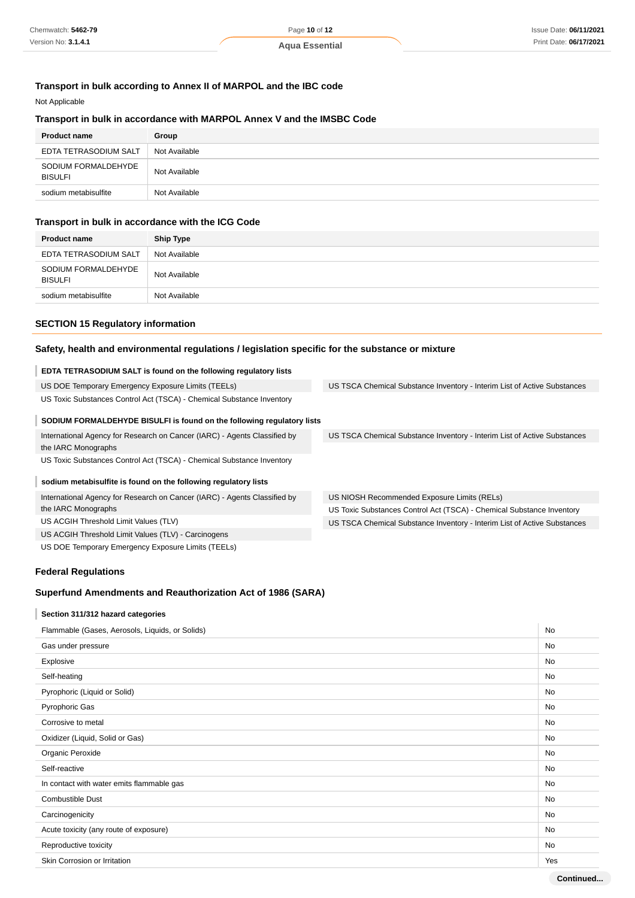### Transport in bulk according to Annex II of MARPOL and the IBC code

Not Applicable

### Transport in bulk in accordance with MARPOL Annex V and the IMSBC Code

| Product name | Group |
|---|---|
| EDTA TETRASODIUM SALT | Not Available |
| SODIUM FORMALDEHYDE BISULFI | Not Available |
| sodium metabisulfite | Not Available |

### Transport in bulk in accordance with the ICG Code

| Product name | Ship Type |
|---|---|
| EDTA TETRASODIUM SALT | Not Available |
| SODIUM FORMALDEHYDE BISULFI | Not Available |
| sodium metabisulfite | Not Available |

## SECTION 15 Regulatory information

### Safety, health and environmental regulations / legislation specific for the substance or mixture

**EDTA TETRASODIUM SALT is found on the following regulatory lists**

- US DOE Temporary Emergency Exposure Limits (TEELs)
- US Toxic Substances Control Act (TSCA) - Chemical Substance Inventory
- US TSCA Chemical Substance Inventory - Interim List of Active Substances

**SODIUM FORMALDEHYDE BISULFI is found on the following regulatory lists**

- International Agency for Research on Cancer (IARC) - Agents Classified by the IARC Monographs
- US Toxic Substances Control Act (TSCA) - Chemical Substance Inventory
- US TSCA Chemical Substance Inventory - Interim List of Active Substances

**sodium metabisulfite is found on the following regulatory lists**

- International Agency for Research on Cancer (IARC) - Agents Classified by the IARC Monographs
- US ACGIH Threshold Limit Values (TLV)
- US ACGIH Threshold Limit Values (TLV) - Carcinogens
- US DOE Temporary Emergency Exposure Limits (TEELs)
- US NIOSH Recommended Exposure Limits (RELs)
- US Toxic Substances Control Act (TSCA) - Chemical Substance Inventory
- US TSCA Chemical Substance Inventory - Interim List of Active Substances

### Federal Regulations

### Superfund Amendments and Reauthorization Act of 1986 (SARA)

**Section 311/312 hazard categories**

| Hazard category | |
|---|---|
| Flammable (Gases, Aerosols, Liquids, or Solids) | No |
| Gas under pressure | No |
| Explosive | No |
| Self-heating | No |
| Pyrophoric (Liquid or Solid) | No |
| Pyrophoric Gas | No |
| Corrosive to metal | No |
| Oxidizer (Liquid, Solid or Gas) | No |
| Organic Peroxide | No |
| Self-reactive | No |
| In contact with water emits flammable gas | No |
| Combustible Dust | No |
| Carcinogenicity | No |
| Acute toxicity (any route of exposure) | No |
| Reproductive toxicity | No |
| Skin Corrosion or Irritation | Yes |

Continued...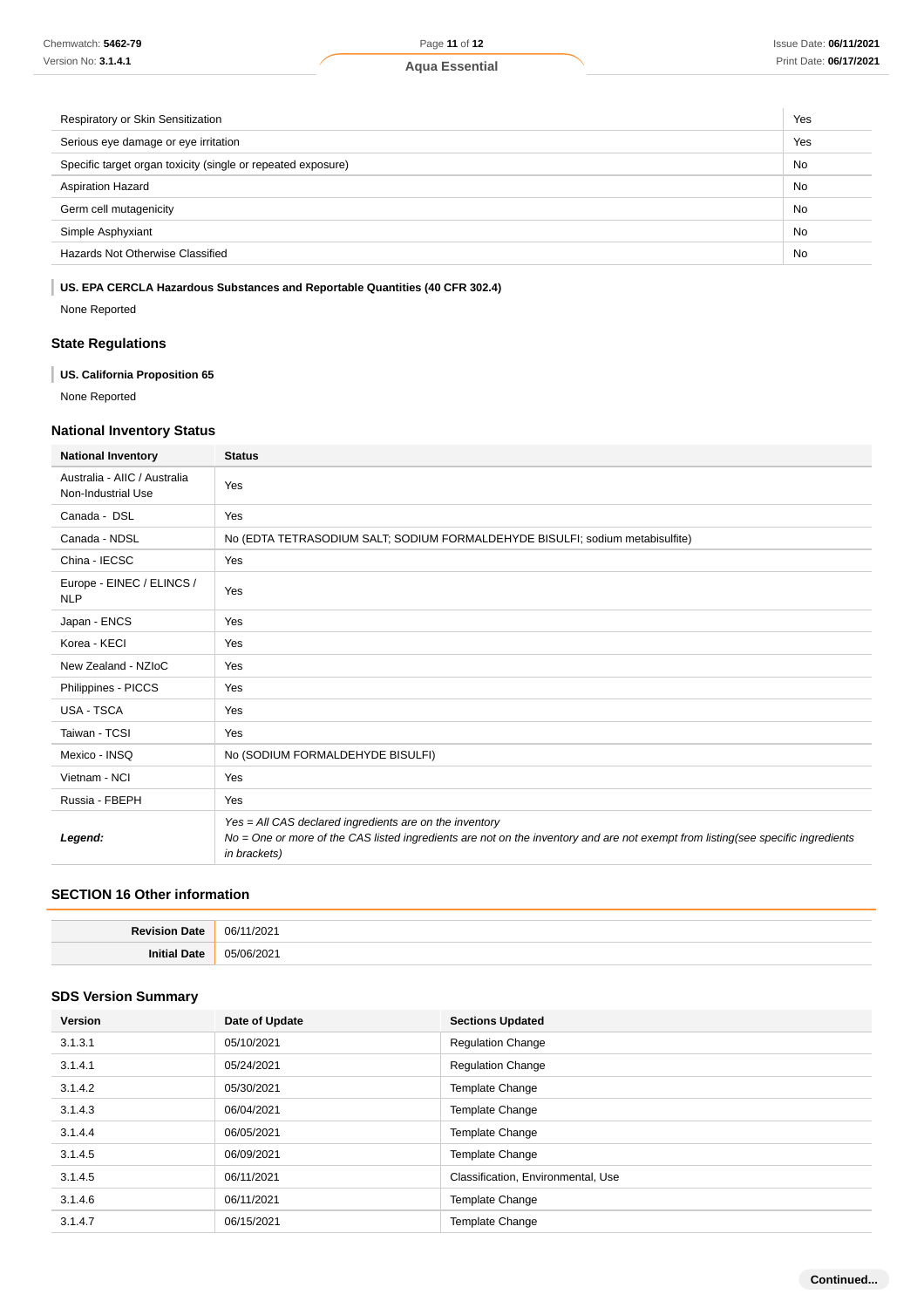| | |
|---|---|
| Respiratory or Skin Sensitization | Yes |
| Serious eye damage or eye irritation | Yes |
| Specific target organ toxicity (single or repeated exposure) | No |
| Aspiration Hazard | No |
| Germ cell mutagenicity | No |
| Simple Asphyxiant | No |
| Hazards Not Otherwise Classified | No |

**US. EPA CERCLA Hazardous Substances and Reportable Quantities (40 CFR 302.4)**

None Reported

## State Regulations

**US. California Proposition 65**

None Reported

## National Inventory Status

| National Inventory | Status |
|---|---|
| Australia - AIIC / Australia Non-Industrial Use | Yes |
| Canada - DSL | Yes |
| Canada - NDSL | No (EDTA TETRASODIUM SALT; SODIUM FORMALDEHYDE BISULFI; sodium metabisulfite) |
| China - IECSC | Yes |
| Europe - EINEC / ELINCS / NLP | Yes |
| Japan - ENCS | Yes |
| Korea - KECI | Yes |
| New Zealand - NZIoC | Yes |
| Philippines - PICCS | Yes |
| USA - TSCA | Yes |
| Taiwan - TCSI | Yes |
| Mexico - INSQ | No (SODIUM FORMALDEHYDE BISULFI) |
| Vietnam - NCI | Yes |
| Russia - FBEPH | Yes |
| ***Legend:*** | *Yes = All CAS declared ingredients are on the inventory*<br>*No = One or more of the CAS listed ingredients are not on the inventory and are not exempt from listing(see specific ingredients in brackets)* |

## SECTION 16 Other information

| | |
|---|---|
| **Revision Date** | 06/11/2021 |
| **Initial Date** | 05/06/2021 |

## SDS Version Summary

| Version | Date of Update | Sections Updated |
|---|---|---|
| 3.1.3.1 | 05/10/2021 | Regulation Change |
| 3.1.4.1 | 05/24/2021 | Regulation Change |
| 3.1.4.2 | 05/30/2021 | Template Change |
| 3.1.4.3 | 06/04/2021 | Template Change |
| 3.1.4.4 | 06/05/2021 | Template Change |
| 3.1.4.5 | 06/09/2021 | Template Change |
| 3.1.4.5 | 06/11/2021 | Classification, Environmental, Use |
| 3.1.4.6 | 06/11/2021 | Template Change |
| 3.1.4.7 | 06/15/2021 | Template Change |

**Continued...**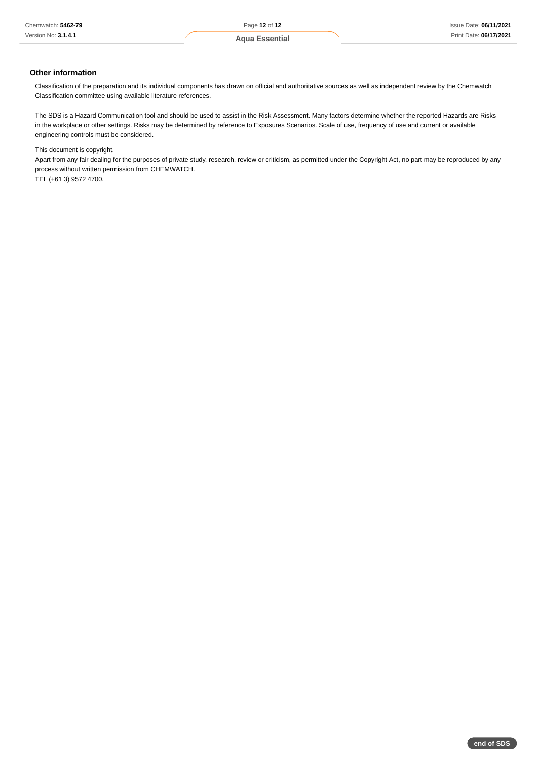## Other information

Classification of the preparation and its individual components has drawn on official and authoritative sources as well as independent review by the Chemwatch Classification committee using available literature references.

The SDS is a Hazard Communication tool and should be used to assist in the Risk Assessment. Many factors determine whether the reported Hazards are Risks in the workplace or other settings. Risks may be determined by reference to Exposures Scenarios. Scale of use, frequency of use and current or available engineering controls must be considered.

This document is copyright.
Apart from any fair dealing for the purposes of private study, research, review or criticism, as permitted under the Copyright Act, no part may be reproduced by any process without written permission from CHEMWATCH.
TEL (+61 3) 9572 4700.

**end of SDS**